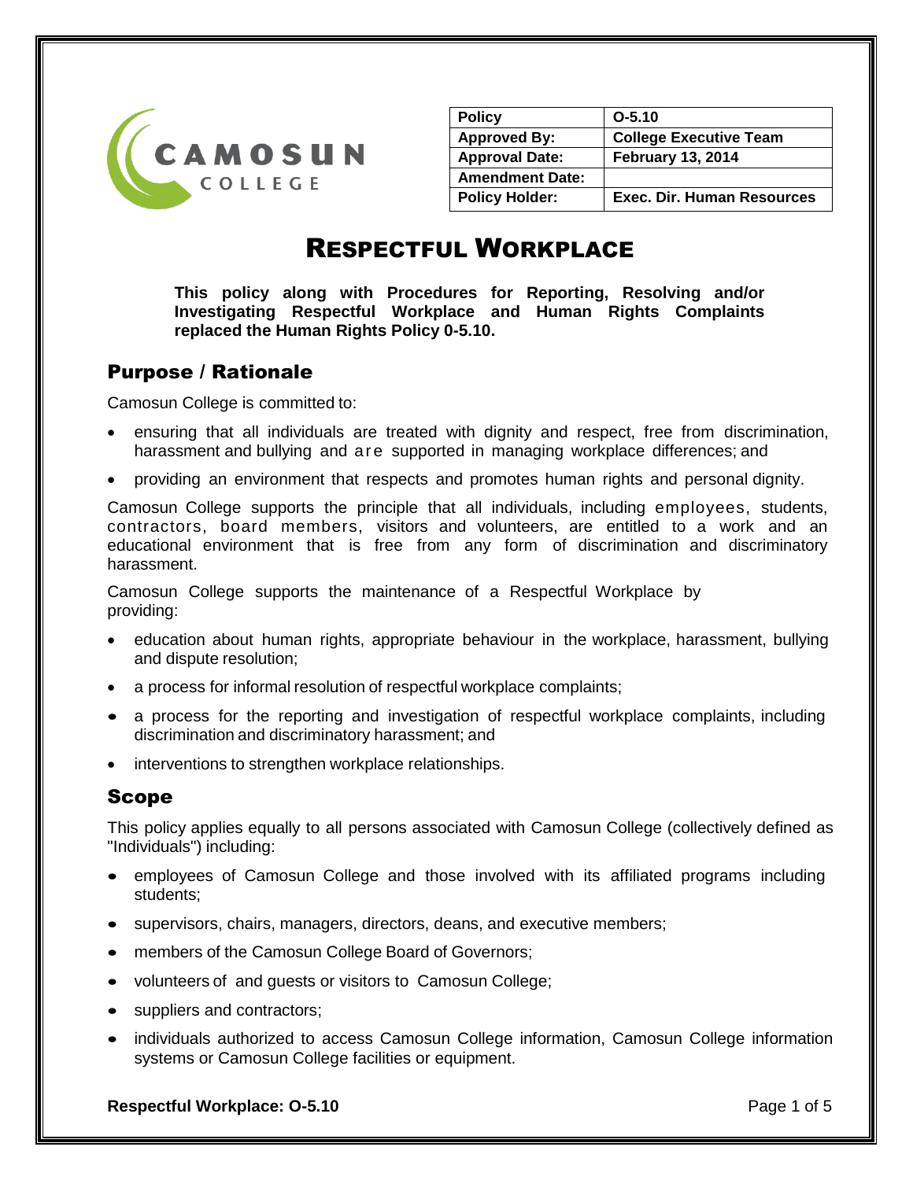| Policy | O-5.10 |
| --- | --- |
| Approved By: | College Executive Team |
| Approval Date: | February 13, 2014 |
| Amendment Date: | |
| Policy Holder: | Exec. Dir. Human Resources |

# RESPECTFUL WORKPLACE

**This policy along with Procedures for Reporting, Resolving and/or Investigating Respectful Workplace and Human Rights Complaints replaced the Human Rights Policy 0-5.10.**

## Purpose / Rationale

Camosun College is committed to:

- ensuring that all individuals are treated with dignity and respect, free from discrimination, harassment and bullying and are supported in managing workplace differences; and
- providing an environment that respects and promotes human rights and personal dignity.

Camosun College supports the principle that all individuals, including employees, students, contractors, board members, visitors and volunteers, are entitled to a work and an educational environment that is free from any form of discrimination and discriminatory harassment.

Camosun College supports the maintenance of a Respectful Workplace by providing:

- education about human rights, appropriate behaviour in the workplace, harassment, bullying and dispute resolution;
- a process for informal resolution of respectful workplace complaints;
- a process for the reporting and investigation of respectful workplace complaints, including discrimination and discriminatory harassment; and
- interventions to strengthen workplace relationships.

## Scope

This policy applies equally to all persons associated with Camosun College (collectively defined as "Individuals") including:

- employees of Camosun College and those involved with its affiliated programs including students;
- supervisors, chairs, managers, directors, deans, and executive members;
- members of the Camosun College Board of Governors;
- volunteers of and guests or visitors to Camosun College;
- suppliers and contractors;
- individuals authorized to access Camosun College information, Camosun College information systems or Camosun College facilities or equipment.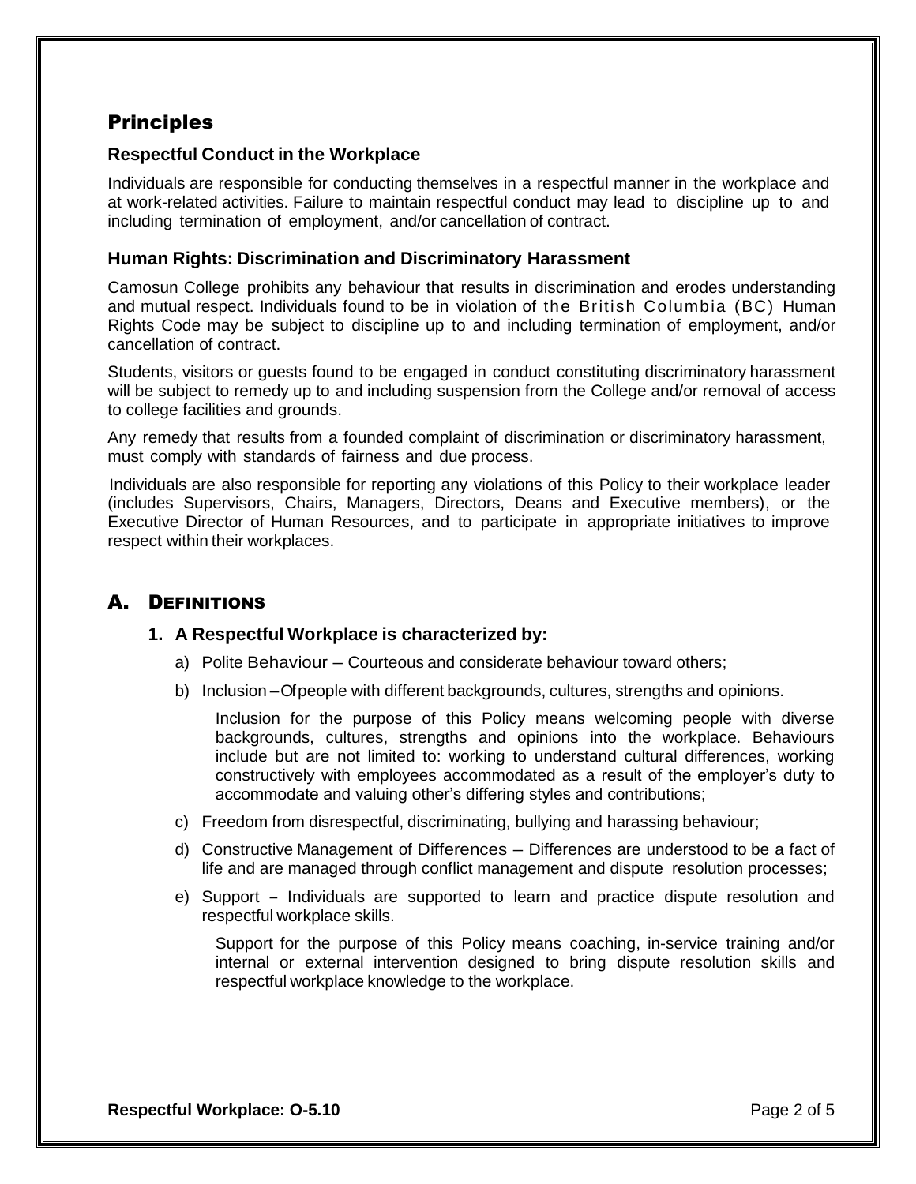## Principles

### Respectful Conduct in the Workplace

Individuals are responsible for conducting themselves in a respectful manner in the workplace and at work-related activities. Failure to maintain respectful conduct may lead to discipline up to and including termination of employment, and/or cancellation of contract.

### Human Rights: Discrimination and Discriminatory Harassment

Camosun College prohibits any behaviour that results in discrimination and erodes understanding and mutual respect. Individuals found to be in violation of the British Columbia (BC) Human Rights Code may be subject to discipline up to and including termination of employment, and/or cancellation of contract.

Students, visitors or guests found to be engaged in conduct constituting discriminatory harassment will be subject to remedy up to and including suspension from the College and/or removal of access to college facilities and grounds.

Any remedy that results from a founded complaint of discrimination or discriminatory harassment, must comply with standards of fairness and due process.

Individuals are also responsible for reporting any violations of this Policy to their workplace leader (includes Supervisors, Chairs, Managers, Directors, Deans and Executive members), or the Executive Director of Human Resources, and to participate in appropriate initiatives to improve respect within their workplaces.

## A. Definitions

### 1. A Respectful Workplace is characterized by:

a) Polite Behaviour – Courteous and considerate behaviour toward others;

b) Inclusion – Of people with different backgrounds, cultures, strengths and opinions.

Inclusion for the purpose of this Policy means welcoming people with diverse backgrounds, cultures, strengths and opinions into the workplace. Behaviours include but are not limited to: working to understand cultural differences, working constructively with employees accommodated as a result of the employer's duty to accommodate and valuing other's differing styles and contributions;

c) Freedom from disrespectful, discriminating, bullying and harassing behaviour;

d) Constructive Management of Differences – Differences are understood to be a fact of life and are managed through conflict management and dispute resolution processes;

e) Support – Individuals are supported to learn and practice dispute resolution and respectful workplace skills.

Support for the purpose of this Policy means coaching, in-service training and/or internal or external intervention designed to bring dispute resolution skills and respectful workplace knowledge to the workplace.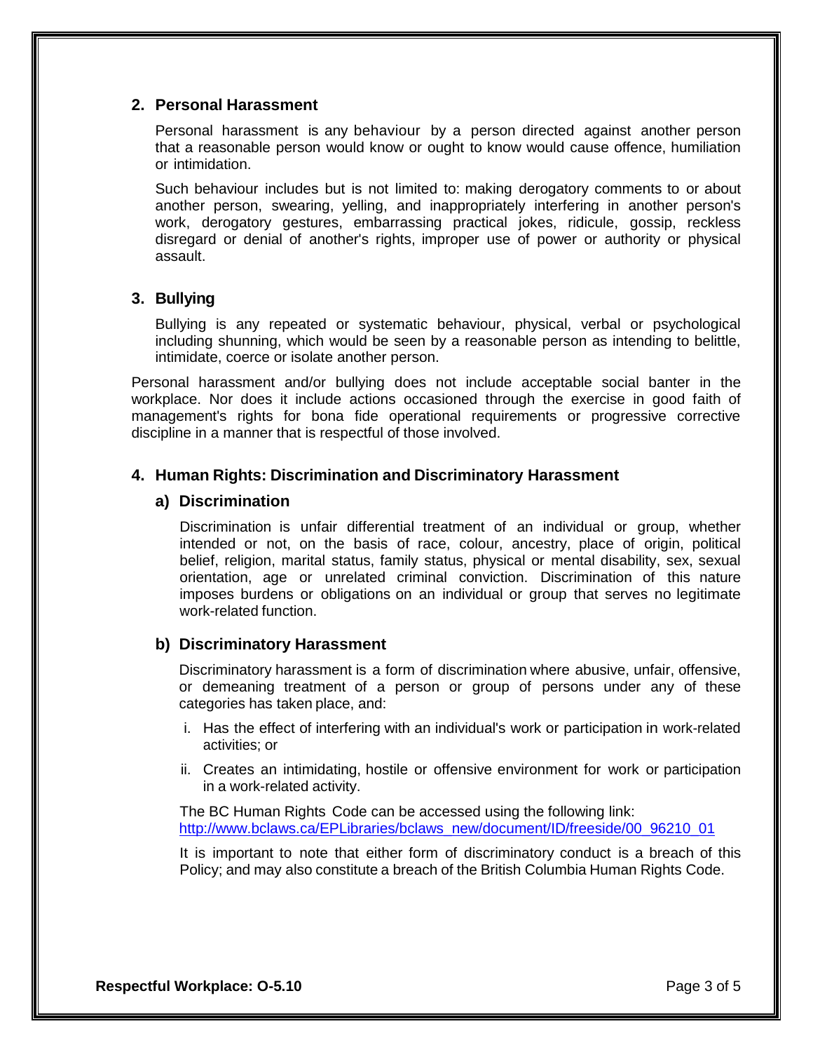## 2. Personal Harassment

Personal harassment is any behaviour by a person directed against another person that a reasonable person would know or ought to know would cause offence, humiliation or intimidation.

Such behaviour includes but is not limited to: making derogatory comments to or about another person, swearing, yelling, and inappropriately interfering in another person's work, derogatory gestures, embarrassing practical jokes, ridicule, gossip, reckless disregard or denial of another's rights, improper use of power or authority or physical assault.

## 3. Bullying

Bullying is any repeated or systematic behaviour, physical, verbal or psychological including shunning, which would be seen by a reasonable person as intending to belittle, intimidate, coerce or isolate another person.

Personal harassment and/or bullying does not include acceptable social banter in the workplace. Nor does it include actions occasioned through the exercise in good faith of management's rights for bona fide operational requirements or progressive corrective discipline in a manner that is respectful of those involved.

## 4. Human Rights: Discrimination and Discriminatory Harassment

### a) Discrimination

Discrimination is unfair differential treatment of an individual or group, whether intended or not, on the basis of race, colour, ancestry, place of origin, political belief, religion, marital status, family status, physical or mental disability, sex, sexual orientation, age or unrelated criminal conviction. Discrimination of this nature imposes burdens or obligations on an individual or group that serves no legitimate work-related function.

### b) Discriminatory Harassment

Discriminatory harassment is a form of discrimination where abusive, unfair, offensive, or demeaning treatment of a person or group of persons under any of these categories has taken place, and:

i. Has the effect of interfering with an individual's work or participation in work-related activities; or

ii. Creates an intimidating, hostile or offensive environment for work or participation in a work-related activity.

The BC Human Rights Code can be accessed using the following link:
http://www.bclaws.ca/EPLibraries/bclaws_new/document/ID/freeside/00_96210_01

It is important to note that either form of discriminatory conduct is a breach of this Policy; and may also constitute a breach of the British Columbia Human Rights Code.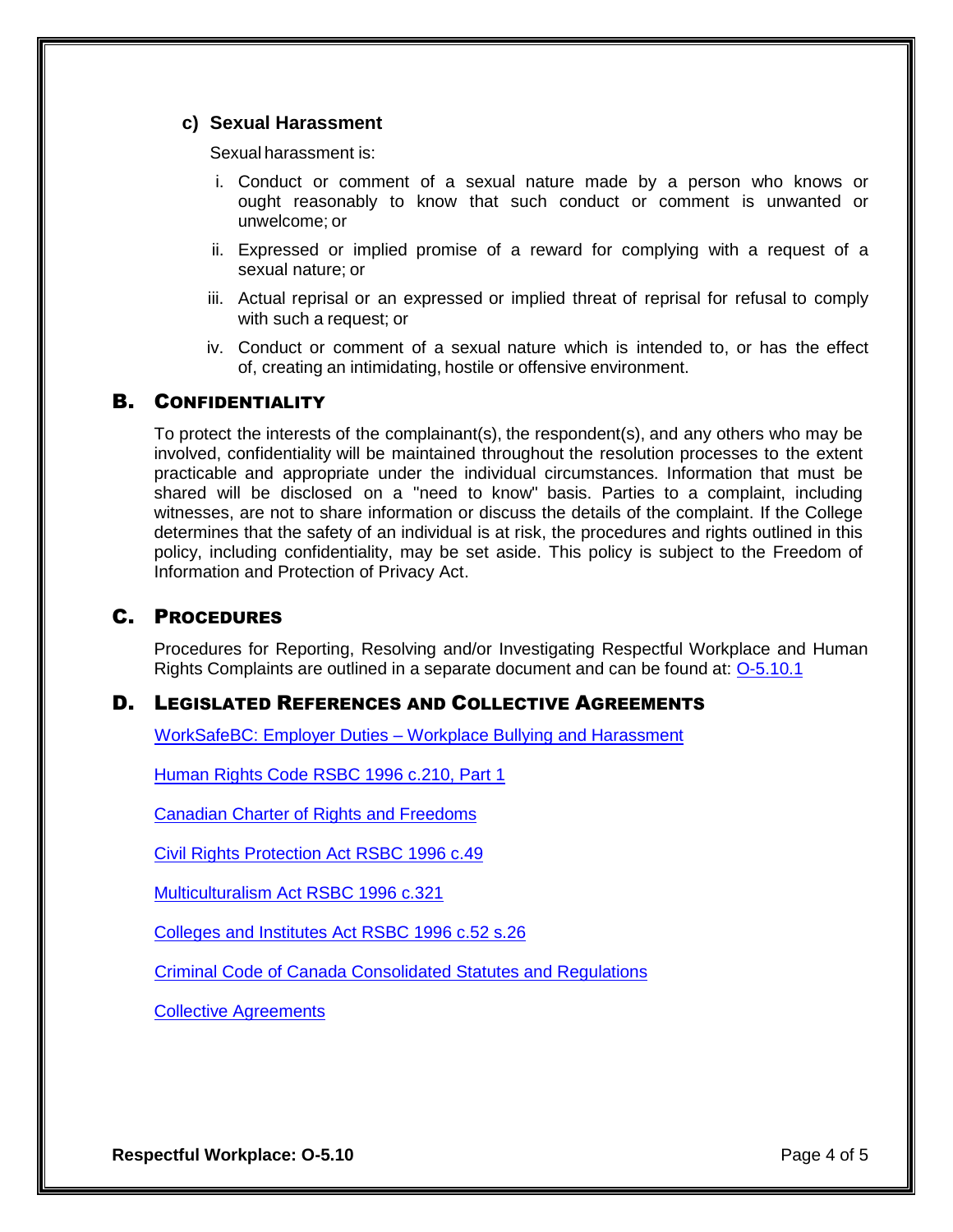### c) Sexual Harassment

Sexual harassment is:

i. Conduct or comment of a sexual nature made by a person who knows or ought reasonably to know that such conduct or comment is unwanted or unwelcome; or

ii. Expressed or implied promise of a reward for complying with a request of a sexual nature; or

iii. Actual reprisal or an expressed or implied threat of reprisal for refusal to comply with such a request; or

iv. Conduct or comment of a sexual nature which is intended to, or has the effect of, creating an intimidating, hostile or offensive environment.

## B. Confidentiality

To protect the interests of the complainant(s), the respondent(s), and any others who may be involved, confidentiality will be maintained throughout the resolution processes to the extent practicable and appropriate under the individual circumstances. Information that must be shared will be disclosed on a "need to know" basis. Parties to a complaint, including witnesses, are not to share information or discuss the details of the complaint. If the College determines that the safety of an individual is at risk, the procedures and rights outlined in this policy, including confidentiality, may be set aside. This policy is subject to the Freedom of Information and Protection of Privacy Act.

## C. Procedures

Procedures for Reporting, Resolving and/or Investigating Respectful Workplace and Human Rights Complaints are outlined in a separate document and can be found at: O-5.10.1

## D. Legislated References and Collective Agreements

WorkSafeBC: Employer Duties – Workplace Bullying and Harassment

Human Rights Code RSBC 1996 c.210, Part 1

Canadian Charter of Rights and Freedoms

Civil Rights Protection Act RSBC 1996 c.49

Multiculturalism Act RSBC 1996 c.321

Colleges and Institutes Act RSBC 1996 c.52 s.26

Criminal Code of Canada Consolidated Statutes and Regulations

Collective Agreements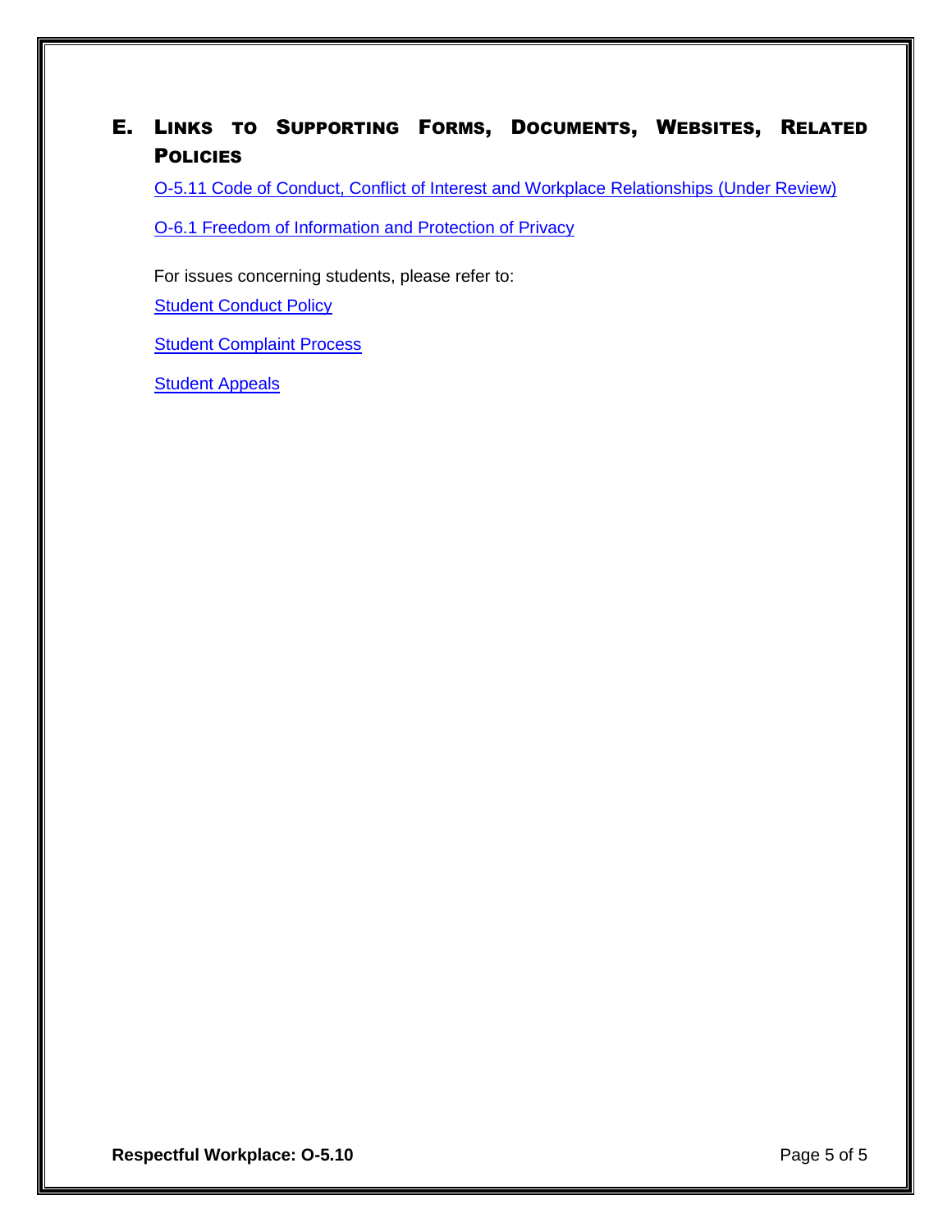## E. Links to Supporting Forms, Documents, Websites, Related Policies

O-5.11 Code of Conduct, Conflict of Interest and Workplace Relationships (Under Review)

O-6.1 Freedom of Information and Protection of Privacy

For issues concerning students, please refer to:

Student Conduct Policy

Student Complaint Process

Student Appeals